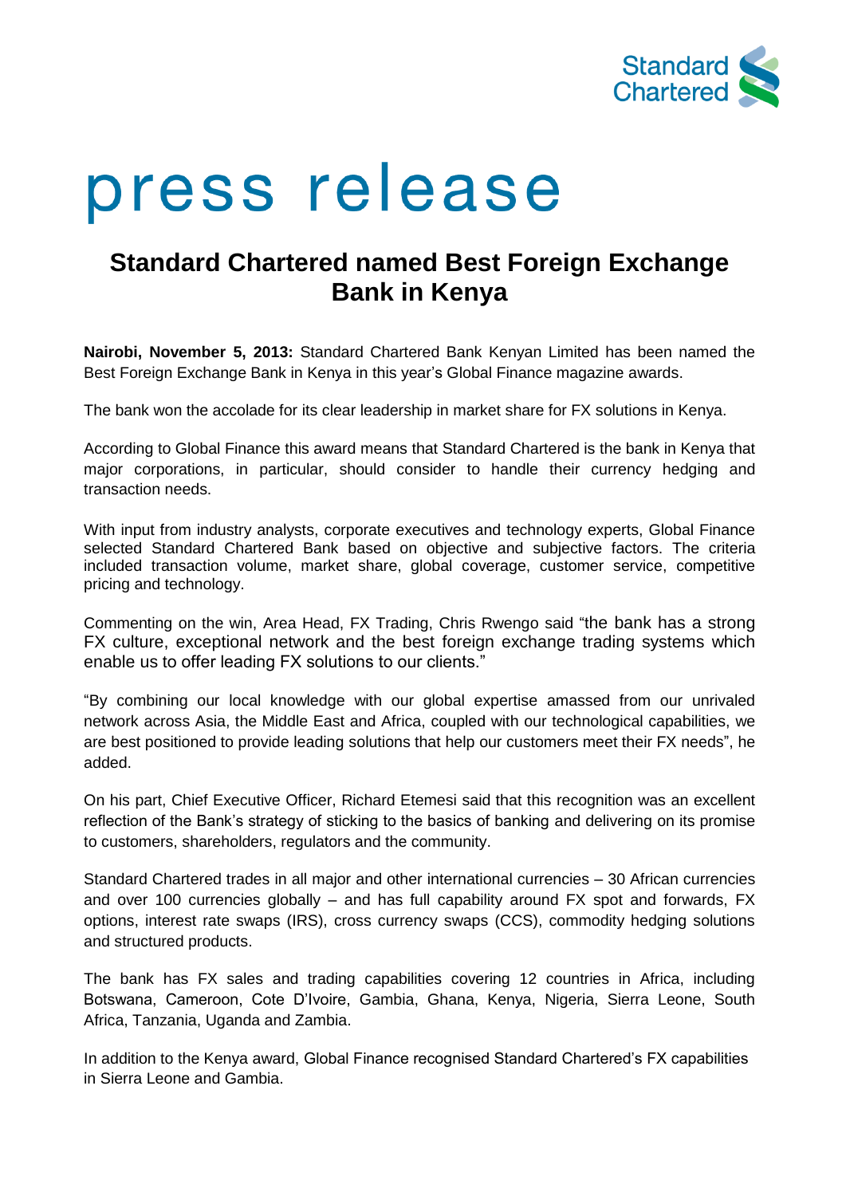Standard Chartered

# press release

## Standard Chartered named Best Foreign Exchange Bank in Kenya

**Nairobi, November 5, 2013:** Standard Chartered Bank Kenyan Limited has been named the Best Foreign Exchange Bank in Kenya in this year's Global Finance magazine awards.

The bank won the accolade for its clear leadership in market share for FX solutions in Kenya.

According to Global Finance this award means that Standard Chartered is the bank in Kenya that major corporations, in particular, should consider to handle their currency hedging and transaction needs.

With input from industry analysts, corporate executives and technology experts, Global Finance selected Standard Chartered Bank based on objective and subjective factors. The criteria included transaction volume, market share, global coverage, customer service, competitive pricing and technology.

Commenting on the win, Area Head, FX Trading, Chris Rwengo said "the bank has a strong FX culture, exceptional network and the best foreign exchange trading systems which enable us to offer leading FX solutions to our clients."

"By combining our local knowledge with our global expertise amassed from our unrivaled network across Asia, the Middle East and Africa, coupled with our technological capabilities, we are best positioned to provide leading solutions that help our customers meet their FX needs", he added.

On his part, Chief Executive Officer, Richard Etemesi said that this recognition was an excellent reflection of the Bank's strategy of sticking to the basics of banking and delivering on its promise to customers, shareholders, regulators and the community.

Standard Chartered trades in all major and other international currencies – 30 African currencies and over 100 currencies globally – and has full capability around FX spot and forwards, FX options, interest rate swaps (IRS), cross currency swaps (CCS), commodity hedging solutions and structured products.

The bank has FX sales and trading capabilities covering 12 countries in Africa, including Botswana, Cameroon, Cote D'Ivoire, Gambia, Ghana, Kenya, Nigeria, Sierra Leone, South Africa, Tanzania, Uganda and Zambia.

In addition to the Kenya award, Global Finance recognised Standard Chartered's FX capabilities in Sierra Leone and Gambia.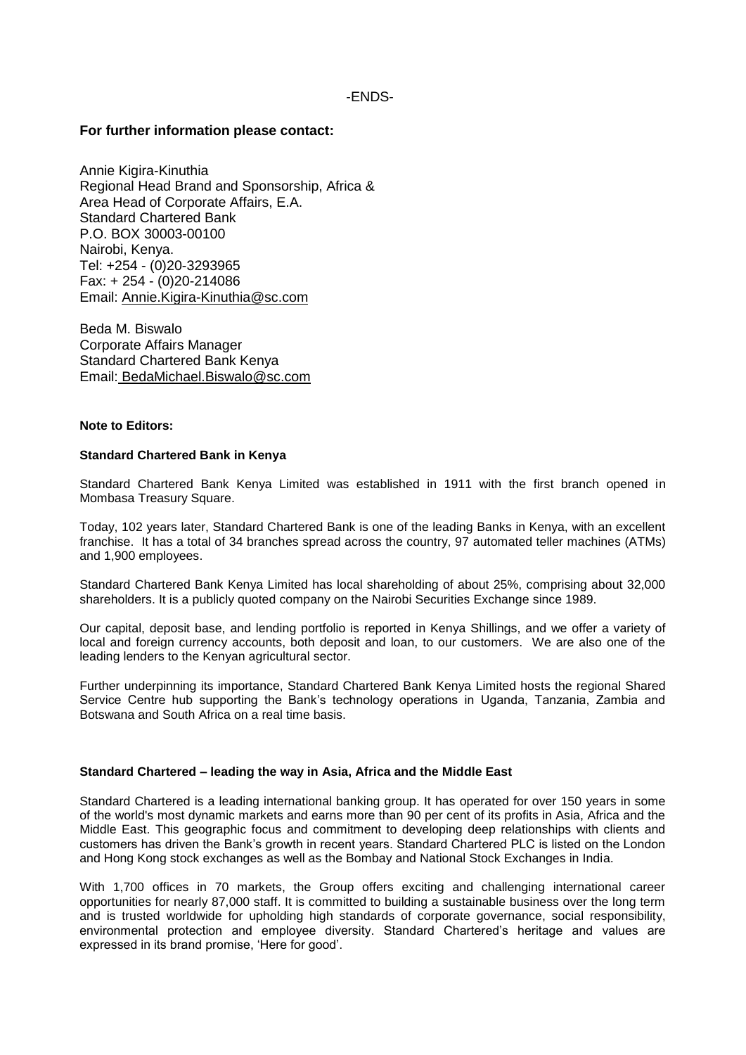-ENDS-

**For further information please contact:**

Annie Kigira-Kinuthia
Regional Head Brand and Sponsorship, Africa &
Area Head of Corporate Affairs, E.A.
Standard Chartered Bank
P.O. BOX 30003-00100
Nairobi, Kenya.
Tel: +254 - (0)20-3293965
Fax: + 254 - (0)20-214086
Email: Annie.Kigira-Kinuthia@sc.com

Beda M. Biswalo
Corporate Affairs Manager
Standard Chartered Bank Kenya
Email: BedaMichael.Biswalo@sc.com

**Note to Editors:**

**Standard Chartered Bank in Kenya**

Standard Chartered Bank Kenya Limited was established in 1911 with the first branch opened in Mombasa Treasury Square.

Today, 102 years later, Standard Chartered Bank is one of the leading Banks in Kenya, with an excellent franchise. It has a total of 34 branches spread across the country, 97 automated teller machines (ATMs) and 1,900 employees.

Standard Chartered Bank Kenya Limited has local shareholding of about 25%, comprising about 32,000 shareholders. It is a publicly quoted company on the Nairobi Securities Exchange since 1989.

Our capital, deposit base, and lending portfolio is reported in Kenya Shillings, and we offer a variety of local and foreign currency accounts, both deposit and loan, to our customers. We are also one of the leading lenders to the Kenyan agricultural sector.

Further underpinning its importance, Standard Chartered Bank Kenya Limited hosts the regional Shared Service Centre hub supporting the Bank's technology operations in Uganda, Tanzania, Zambia and Botswana and South Africa on a real time basis.

**Standard Chartered – leading the way in Asia, Africa and the Middle East**

Standard Chartered is a leading international banking group. It has operated for over 150 years in some of the world's most dynamic markets and earns more than 90 per cent of its profits in Asia, Africa and the Middle East. This geographic focus and commitment to developing deep relationships with clients and customers has driven the Bank's growth in recent years. Standard Chartered PLC is listed on the London and Hong Kong stock exchanges as well as the Bombay and National Stock Exchanges in India.

With 1,700 offices in 70 markets, the Group offers exciting and challenging international career opportunities for nearly 87,000 staff. It is committed to building a sustainable business over the long term and is trusted worldwide for upholding high standards of corporate governance, social responsibility, environmental protection and employee diversity. Standard Chartered's heritage and values are expressed in its brand promise, 'Here for good'.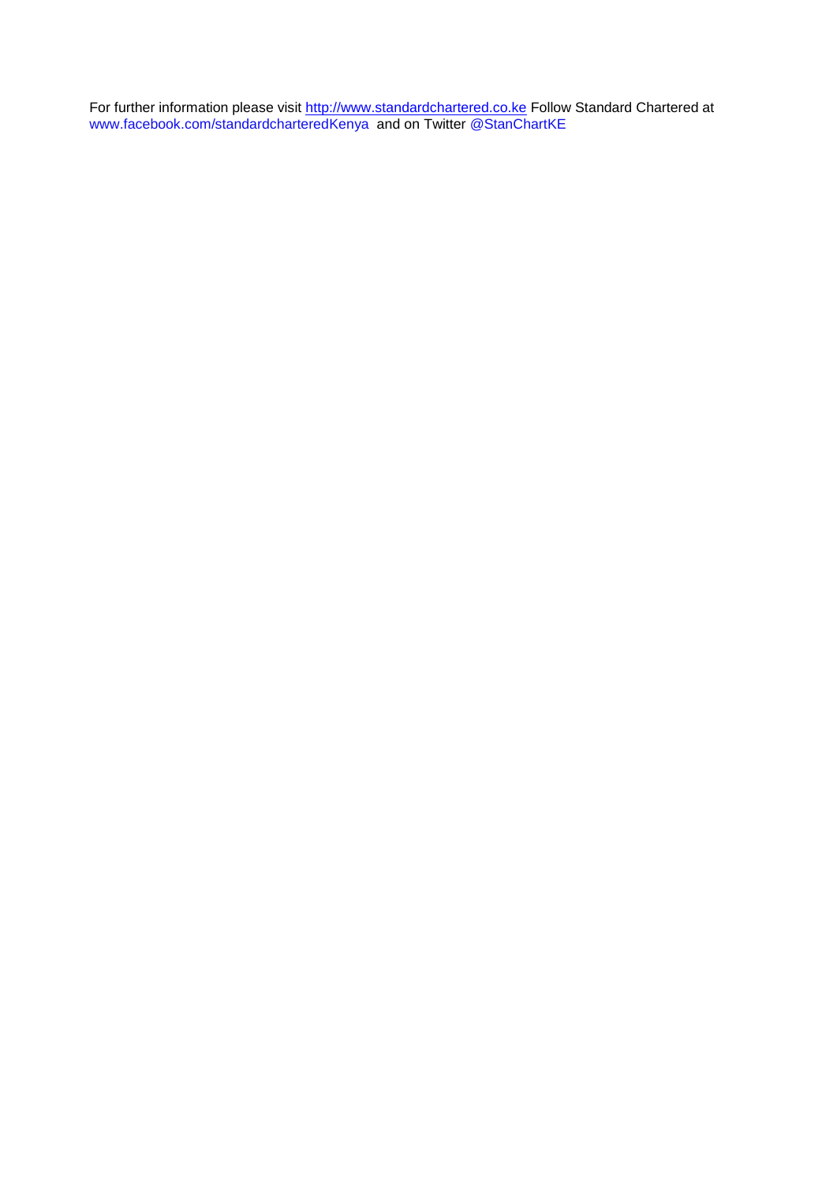For further information please visit http://www.standardchartered.co.ke Follow Standard Chartered at www.facebook.com/standardcharteredKenya and on Twitter @StanChartKE